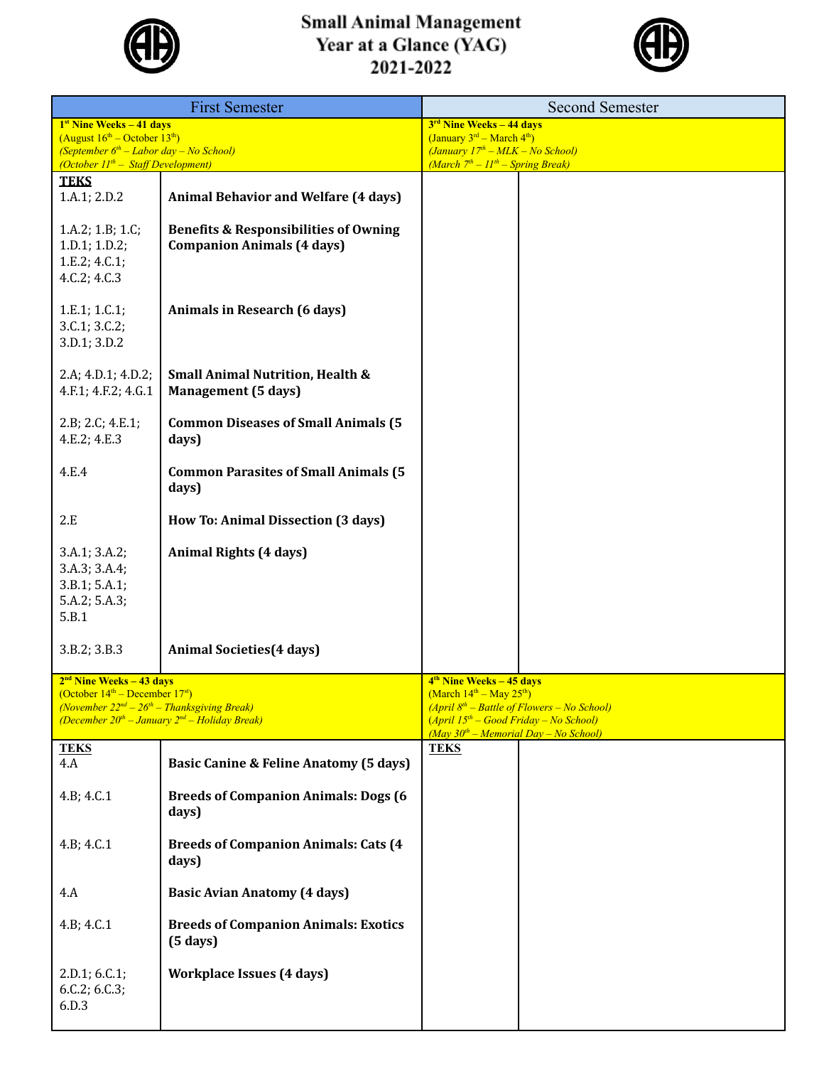# Small Animal Management Year at a Glance (YAG) 2021-2022

| First Semester | | Second Semester | |
|---|---|---|---|
| **1st Nine Weeks – 41 days** (August 16th – October 13th) *(September 6th – Labor day – No School)* *(October 11th – Staff Development)* | | **3rd Nine Weeks – 44 days** (January 3rd – March 4th) *(January 17th – MLK – No School)* *(March 7th – 11th – Spring Break)* | |
| **TEKS** | | | |
| 1.A.1; 2.D.2 | **Animal Behavior and Welfare (4 days)** | | |
| 1.A.2; 1.B; 1.C; 1.D.1; 1.D.2; 1.E.2; 4.C.1; 4.C.2; 4.C.3 | **Benefits & Responsibilities of Owning Companion Animals (4 days)** | | |
| 1.E.1; 1.C.1; 3.C.1; 3.C.2; 3.D.1; 3.D.2 | **Animals in Research (6 days)** | | |
| 2.A; 4.D.1; 4.D.2; 4.F.1; 4.F.2; 4.G.1 | **Small Animal Nutrition, Health & Management (5 days)** | | |
| 2.B; 2.C; 4.E.1; 4.E.2; 4.E.3 | **Common Diseases of Small Animals (5 days)** | | |
| 4.E.4 | **Common Parasites of Small Animals (5 days)** | | |
| 2.E | **How To: Animal Dissection (3 days)** | | |
| 3.A.1; 3.A.2; 3.A.3; 3.A.4; 3.B.1; 5.A.1; 5.A.2; 5.A.3; 5.B.1 | **Animal Rights (4 days)** | | |
| 3.B.2; 3.B.3 | **Animal Societies(4 days)** | | |
| **2nd Nine Weeks – 43 days** (October 14th – December 17st) *(November 22nd – 26th – Thanksgiving Break)* *(December 20th – January 2nd – Holiday Break)* | | **4th Nine Weeks – 45 days** (March 14th – May 25th) *(April 8th – Battle of Flowers – No School)* *(April 15th – Good Friday – No School)* *(May 30th – Memorial Day – No School)* | |
| **TEKS** | | **TEKS** | |
| 4.A | **Basic Canine & Feline Anatomy (5 days)** | | |
| 4.B; 4.C.1 | **Breeds of Companion Animals: Dogs (6 days)** | | |
| 4.B; 4.C.1 | **Breeds of Companion Animals: Cats (4 days)** | | |
| 4.A | **Basic Avian Anatomy (4 days)** | | |
| 4.B; 4.C.1 | **Breeds of Companion Animals: Exotics (5 days)** | | |
| 2.D.1; 6.C.1; 6.C.2; 6.C.3; 6.D.3 | **Workplace Issues (4 days)** | | |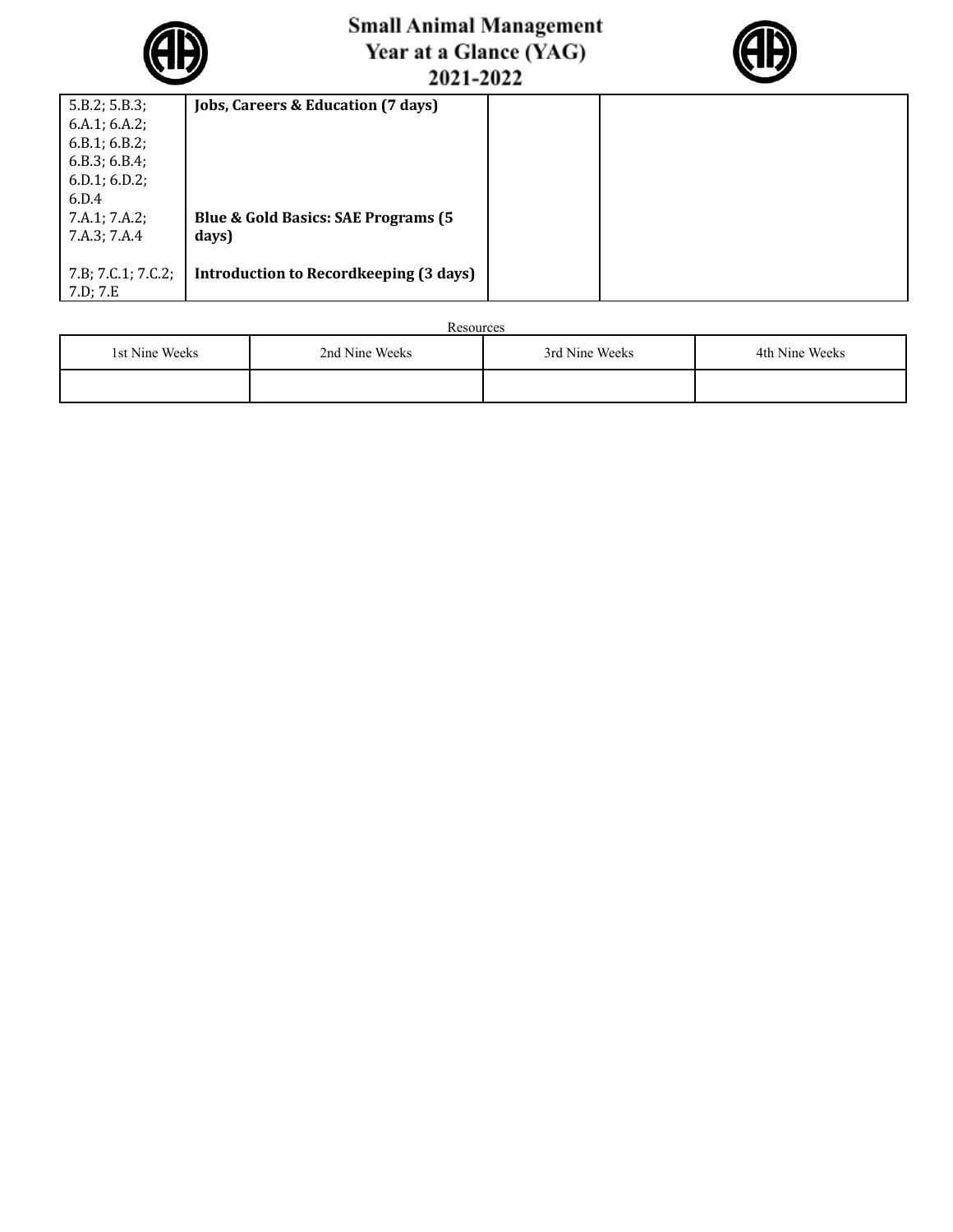# Small Animal Management Year at a Glance (YAG) 2021-2022

| | | | |
|---|---|---|---|
| 5.B.2; 5.B.3; 6.A.1; 6.A.2; 6.B.1; 6.B.2; 6.B.3; 6.B.4; 6.D.1; 6.D.2; 6.D.4 | **Jobs, Careers & Education (7 days)** | | |
| 7.A.1; 7.A.2; 7.A.3; 7.A.4 | **Blue & Gold Basics: SAE Programs (5 days)** | | |
| 7.B; 7.C.1; 7.C.2; 7.D; 7.E | **Introduction to Recordkeeping (3 days)** | | |

Resources

| 1st Nine Weeks | 2nd Nine Weeks | 3rd Nine Weeks | 4th Nine Weeks |
|---|---|---|---|
| | | | |